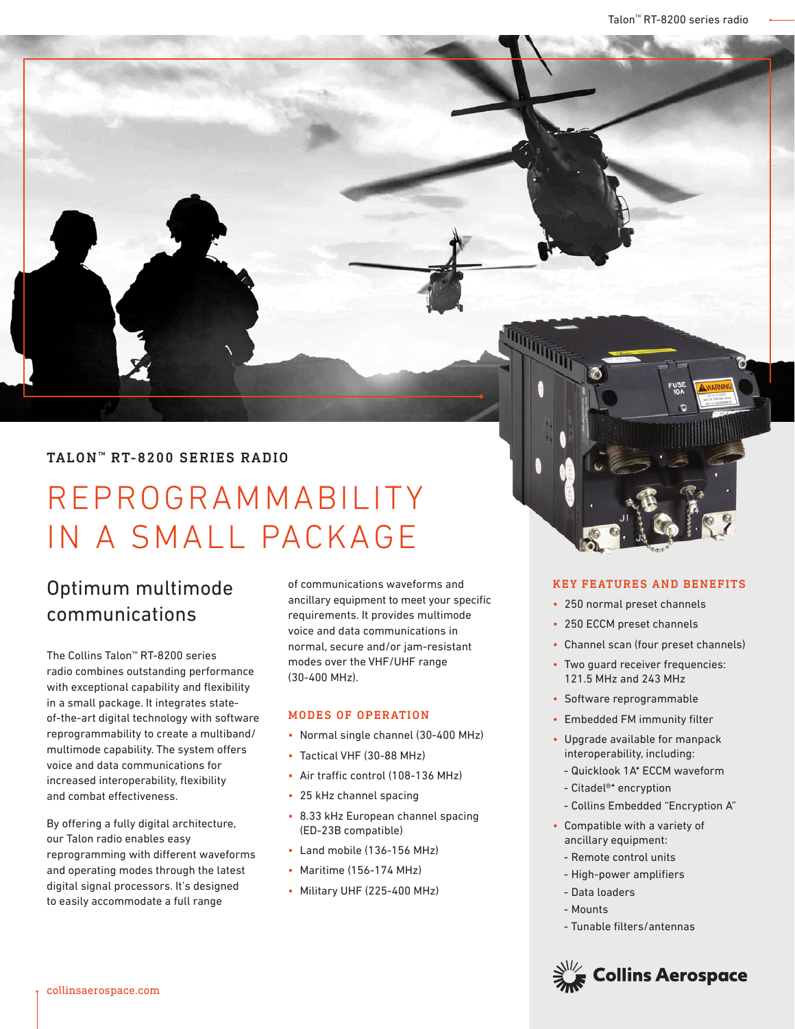TALON™ RT-8200 SERIES RADIO

# REPROGRAMMABILITY IN A SMALL PACKAGE

## Optimum multimode communications

The Collins Talon™ RT-8200 series radio combines outstanding performance with exceptional capability and flexibility in a small package. It integrates state-of-the-art digital technology with software reprogrammability to create a multiband/multimode capability. The system offers voice and data communications for increased interoperability, flexibility and combat effectiveness.

By offering a fully digital architecture, our Talon radio enables easy reprogramming with different waveforms and operating modes through the latest digital signal processors. It's designed to easily accommodate a full range of communications waveforms and ancillary equipment to meet your specific requirements. It provides multimode voice and data communications in normal, secure and/or jam-resistant modes over the VHF/UHF range (30-400 MHz).

### MODES OF OPERATION

- Normal single channel (30-400 MHz)
- Tactical VHF (30-88 MHz)
- Air traffic control (108-136 MHz)
- 25 kHz channel spacing
- 8.33 kHz European channel spacing (ED-23B compatible)
- Land mobile (136-156 MHz)
- Maritime (156-174 MHz)
- Military UHF (225-400 MHz)

### KEY FEATURES AND BENEFITS

- 250 normal preset channels
- 250 ECCM preset channels
- Channel scan (four preset channels)
- Two guard receiver frequencies: 121.5 MHz and 243 MHz
- Software reprogrammable
- Embedded FM immunity filter
- Upgrade available for manpack interoperability, including:
  - Quicklook 1A* ECCM waveform
  - Citadel®* encryption
  - Collins Embedded "Encryption A"
- Compatible with a variety of ancillary equipment:
  - Remote control units
  - High-power amplifiers
  - Data loaders
  - Mounts
  - Tunable filters/antennas

Collins Aerospace

collinsaerospace.com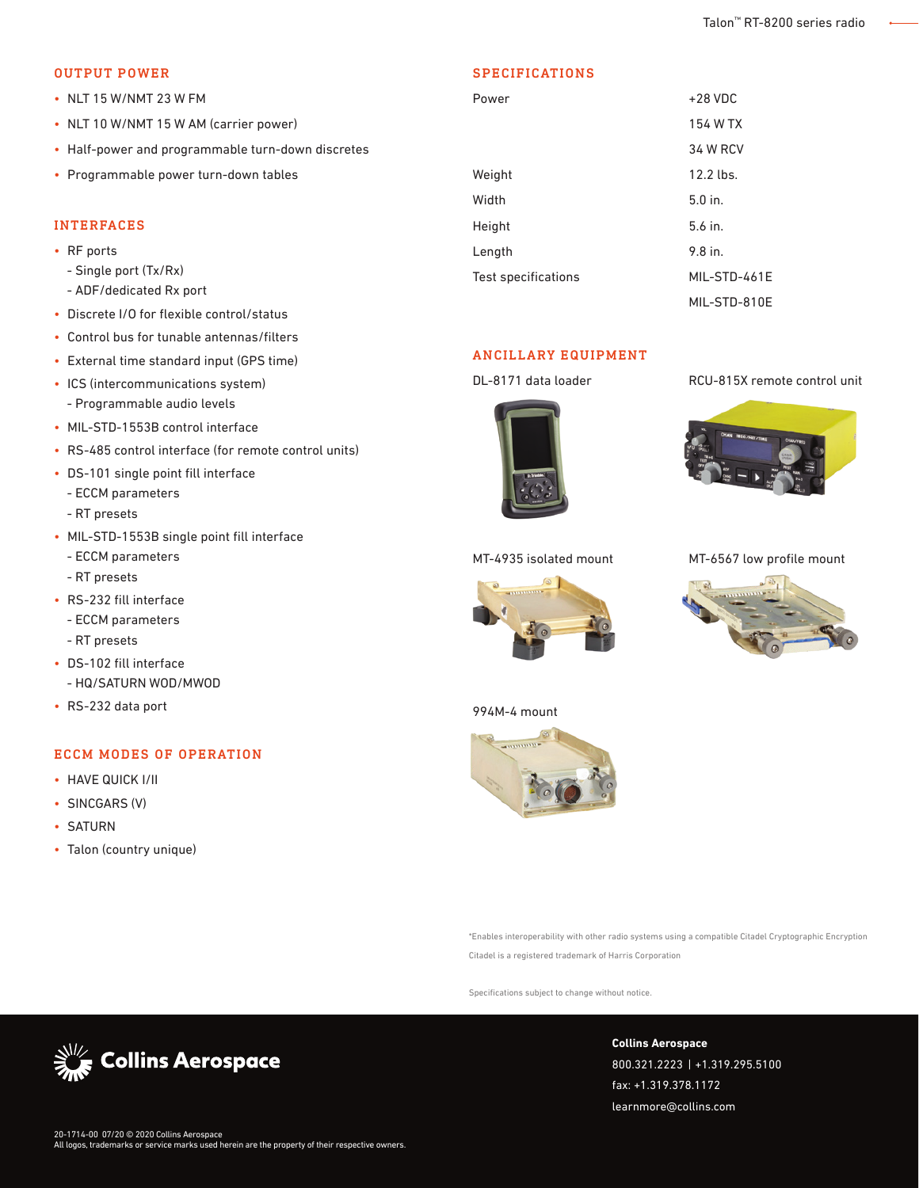## OUTPUT POWER

- NLT 15 W/NMT 23 W FM
- NLT 10 W/NMT 15 W AM (carrier power)
- Half-power and programmable turn-down discretes
- Programmable power turn-down tables

## INTERFACES

- RF ports
  - Single port (Tx/Rx)
  - ADF/dedicated Rx port
- Discrete I/O for flexible control/status
- Control bus for tunable antennas/filters
- External time standard input (GPS time)
- ICS (intercommunications system)
  - Programmable audio levels
- MIL-STD-1553B control interface
- RS-485 control interface (for remote control units)
- DS-101 single point fill interface
  - ECCM parameters
  - RT presets
- MIL-STD-1553B single point fill interface
  - ECCM parameters
  - RT presets
- RS-232 fill interface
  - ECCM parameters
  - RT presets
- DS-102 fill interface
  - HQ/SATURN WOD/MWOD
- RS-232 data port

## ECCM MODES OF OPERATION

- HAVE QUICK I/II
- SINCGARS (V)
- SATURN
- Talon (country unique)

## SPECIFICATIONS

| | |
|---|---|
| Power | +28 VDC |
| | 154 W TX |
| | 34 W RCV |
| Weight | 12.2 lbs. |
| Width | 5.0 in. |
| Height | 5.6 in. |
| Length | 9.8 in. |
| Test specifications | MIL-STD-461E |
| | MIL-STD-810E |

## ANCILLARY EQUIPMENT

DL-8171 data loader

RCU-815X remote control unit

MT-4935 isolated mount

MT-6567 low profile mount

994M-4 mount

*Enables interoperability with other radio systems using a compatible Citadel Cryptographic Encryption

Citadel is a registered trademark of Harris Corporation

Specifications subject to change without notice.

**Collins Aerospace**

800.321.2223 | +1.319.295.5100

fax: +1.319.378.1172

learnmore@collins.com

20-1714-00 07/20 © 2020 Collins Aerospace
All logos, trademarks or service marks used herein are the property of their respective owners.